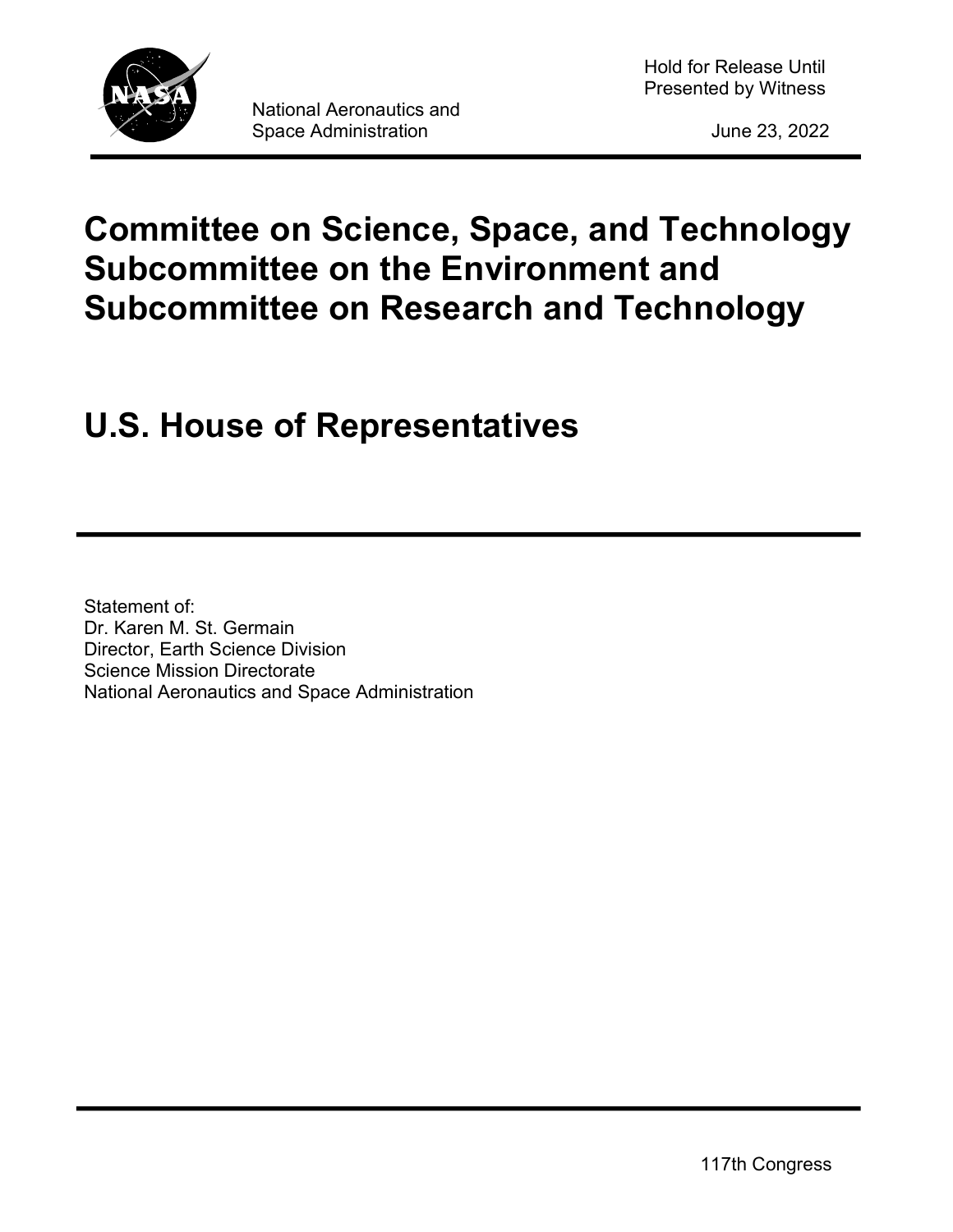National Aeronautics and Space Administration

Hold for Release Until Presented by Witness

June 23, 2022

# Committee on Science, Space, and Technology Subcommittee on the Environment and Subcommittee on Research and Technology

# U.S. House of Representatives

Statement of:
Dr. Karen M. St. Germain
Director, Earth Science Division
Science Mission Directorate
National Aeronautics and Space Administration

117th Congress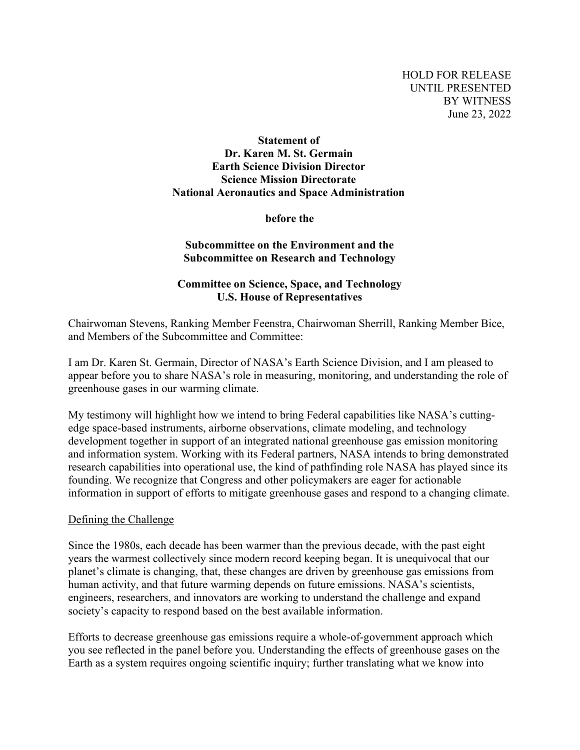HOLD FOR RELEASE
UNTIL PRESENTED
BY WITNESS
June 23, 2022

**Statement of**
**Dr. Karen M. St. Germain**
**Earth Science Division Director**
**Science Mission Directorate**
**National Aeronautics and Space Administration**

**before the**

**Subcommittee on the Environment and the**
**Subcommittee on Research and Technology**

**Committee on Science, Space, and Technology**
**U.S. House of Representatives**

Chairwoman Stevens, Ranking Member Feenstra, Chairwoman Sherrill, Ranking Member Bice, and Members of the Subcommittee and Committee:

I am Dr. Karen St. Germain, Director of NASA's Earth Science Division, and I am pleased to appear before you to share NASA's role in measuring, monitoring, and understanding the role of greenhouse gases in our warming climate.

My testimony will highlight how we intend to bring Federal capabilities like NASA's cutting-edge space-based instruments, airborne observations, climate modeling, and technology development together in support of an integrated national greenhouse gas emission monitoring and information system. Working with its Federal partners, NASA intends to bring demonstrated research capabilities into operational use, the kind of pathfinding role NASA has played since its founding. We recognize that Congress and other policymakers are eager for actionable information in support of efforts to mitigate greenhouse gases and respond to a changing climate.

## Defining the Challenge

Since the 1980s, each decade has been warmer than the previous decade, with the past eight years the warmest collectively since modern record keeping began. It is unequivocal that our planet's climate is changing, that, these changes are driven by greenhouse gas emissions from human activity, and that future warming depends on future emissions. NASA's scientists, engineers, researchers, and innovators are working to understand the challenge and expand society's capacity to respond based on the best available information.

Efforts to decrease greenhouse gas emissions require a whole-of-government approach which you see reflected in the panel before you. Understanding the effects of greenhouse gases on the Earth as a system requires ongoing scientific inquiry; further translating what we know into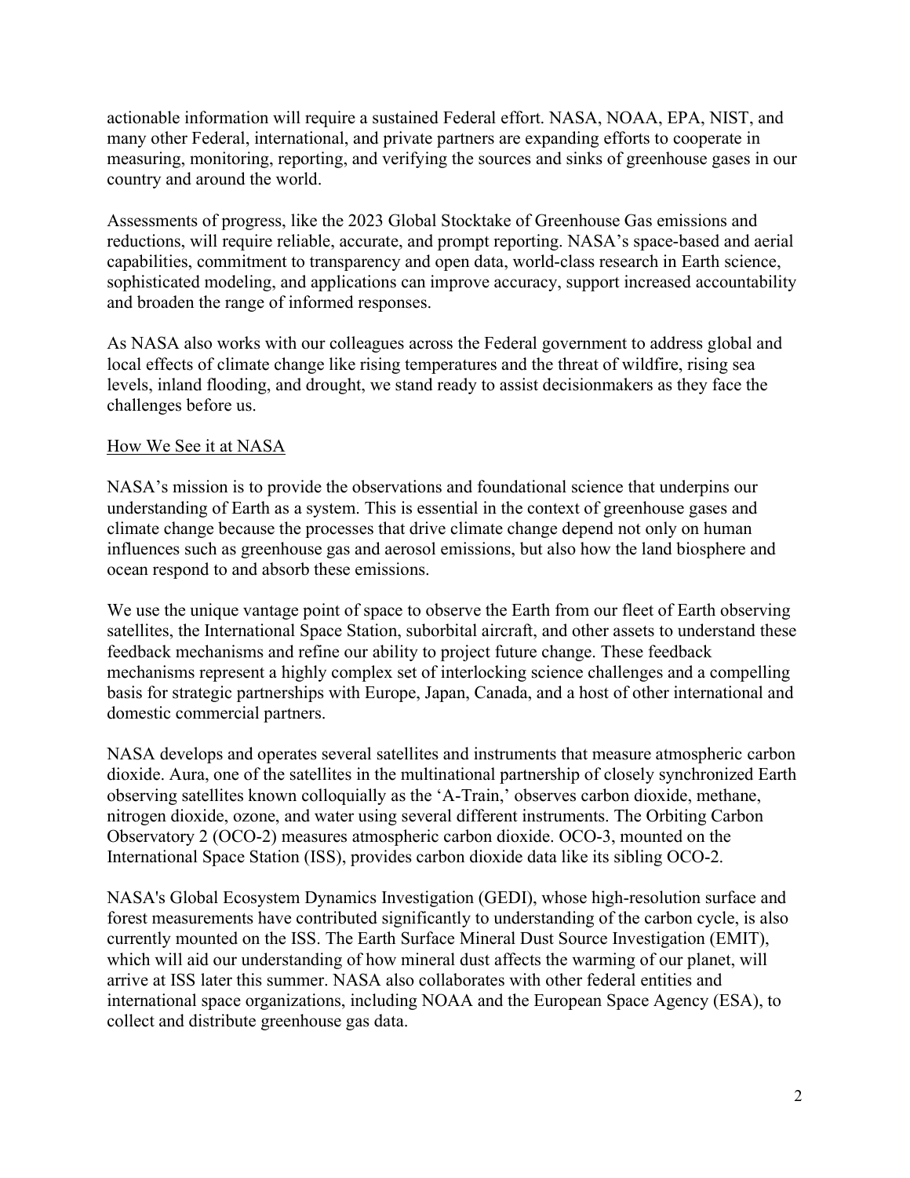actionable information will require a sustained Federal effort. NASA, NOAA, EPA, NIST, and many other Federal, international, and private partners are expanding efforts to cooperate in measuring, monitoring, reporting, and verifying the sources and sinks of greenhouse gases in our country and around the world.

Assessments of progress, like the 2023 Global Stocktake of Greenhouse Gas emissions and reductions, will require reliable, accurate, and prompt reporting. NASA's space-based and aerial capabilities, commitment to transparency and open data, world-class research in Earth science, sophisticated modeling, and applications can improve accuracy, support increased accountability and broaden the range of informed responses.

As NASA also works with our colleagues across the Federal government to address global and local effects of climate change like rising temperatures and the threat of wildfire, rising sea levels, inland flooding, and drought, we stand ready to assist decisionmakers as they face the challenges before us.

## How We See it at NASA

NASA's mission is to provide the observations and foundational science that underpins our understanding of Earth as a system. This is essential in the context of greenhouse gases and climate change because the processes that drive climate change depend not only on human influences such as greenhouse gas and aerosol emissions, but also how the land biosphere and ocean respond to and absorb these emissions.

We use the unique vantage point of space to observe the Earth from our fleet of Earth observing satellites, the International Space Station, suborbital aircraft, and other assets to understand these feedback mechanisms and refine our ability to project future change. These feedback mechanisms represent a highly complex set of interlocking science challenges and a compelling basis for strategic partnerships with Europe, Japan, Canada, and a host of other international and domestic commercial partners.

NASA develops and operates several satellites and instruments that measure atmospheric carbon dioxide. Aura, one of the satellites in the multinational partnership of closely synchronized Earth observing satellites known colloquially as the 'A-Train,' observes carbon dioxide, methane, nitrogen dioxide, ozone, and water using several different instruments. The Orbiting Carbon Observatory 2 (OCO-2) measures atmospheric carbon dioxide. OCO-3, mounted on the International Space Station (ISS), provides carbon dioxide data like its sibling OCO-2.

NASA's Global Ecosystem Dynamics Investigation (GEDI), whose high-resolution surface and forest measurements have contributed significantly to understanding of the carbon cycle, is also currently mounted on the ISS. The Earth Surface Mineral Dust Source Investigation (EMIT), which will aid our understanding of how mineral dust affects the warming of our planet, will arrive at ISS later this summer. NASA also collaborates with other federal entities and international space organizations, including NOAA and the European Space Agency (ESA), to collect and distribute greenhouse gas data.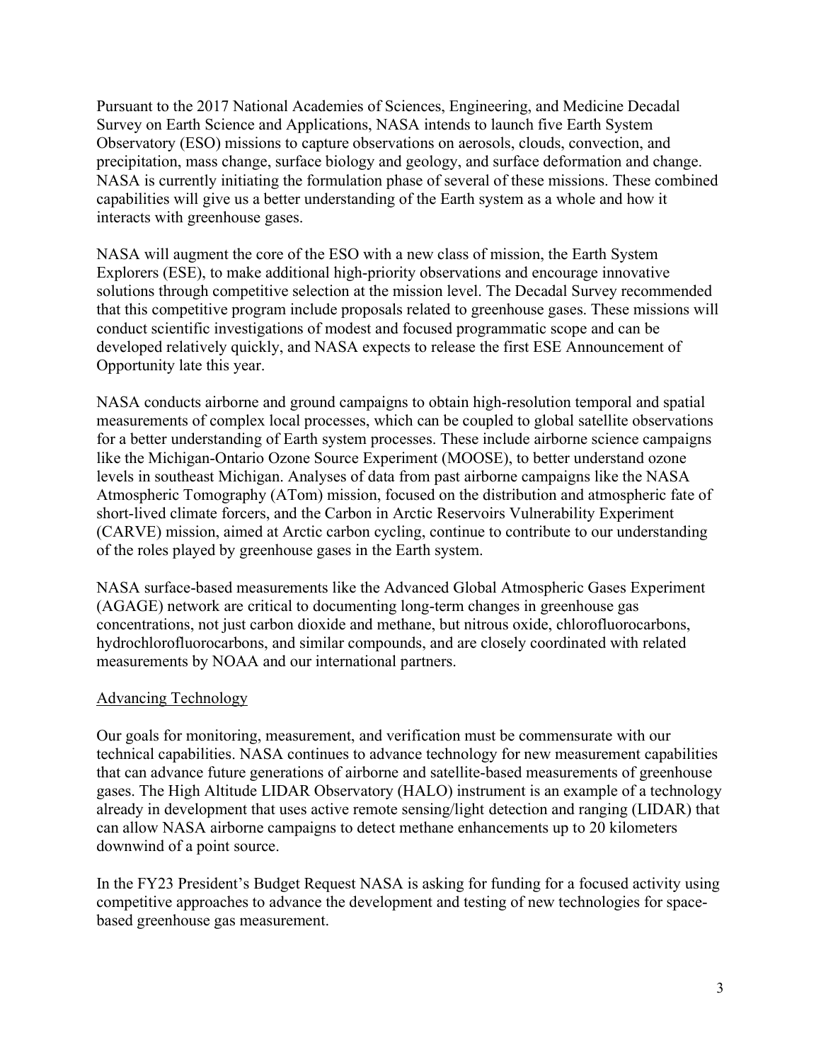Pursuant to the 2017 National Academies of Sciences, Engineering, and Medicine Decadal Survey on Earth Science and Applications, NASA intends to launch five Earth System Observatory (ESO) missions to capture observations on aerosols, clouds, convection, and precipitation, mass change, surface biology and geology, and surface deformation and change. NASA is currently initiating the formulation phase of several of these missions. These combined capabilities will give us a better understanding of the Earth system as a whole and how it interacts with greenhouse gases.

NASA will augment the core of the ESO with a new class of mission, the Earth System Explorers (ESE), to make additional high-priority observations and encourage innovative solutions through competitive selection at the mission level. The Decadal Survey recommended that this competitive program include proposals related to greenhouse gases. These missions will conduct scientific investigations of modest and focused programmatic scope and can be developed relatively quickly, and NASA expects to release the first ESE Announcement of Opportunity late this year.

NASA conducts airborne and ground campaigns to obtain high-resolution temporal and spatial measurements of complex local processes, which can be coupled to global satellite observations for a better understanding of Earth system processes. These include airborne science campaigns like the Michigan-Ontario Ozone Source Experiment (MOOSE), to better understand ozone levels in southeast Michigan. Analyses of data from past airborne campaigns like the NASA Atmospheric Tomography (ATom) mission, focused on the distribution and atmospheric fate of short-lived climate forcers, and the Carbon in Arctic Reservoirs Vulnerability Experiment (CARVE) mission, aimed at Arctic carbon cycling, continue to contribute to our understanding of the roles played by greenhouse gases in the Earth system.

NASA surface-based measurements like the Advanced Global Atmospheric Gases Experiment (AGAGE) network are critical to documenting long-term changes in greenhouse gas concentrations, not just carbon dioxide and methane, but nitrous oxide, chlorofluorocarbons, hydrochlorofluorocarbons, and similar compounds, and are closely coordinated with related measurements by NOAA and our international partners.

## Advancing Technology

Our goals for monitoring, measurement, and verification must be commensurate with our technical capabilities. NASA continues to advance technology for new measurement capabilities that can advance future generations of airborne and satellite-based measurements of greenhouse gases. The High Altitude LIDAR Observatory (HALO) instrument is an example of a technology already in development that uses active remote sensing/light detection and ranging (LIDAR) that can allow NASA airborne campaigns to detect methane enhancements up to 20 kilometers downwind of a point source.

In the FY23 President's Budget Request NASA is asking for funding for a focused activity using competitive approaches to advance the development and testing of new technologies for space-based greenhouse gas measurement.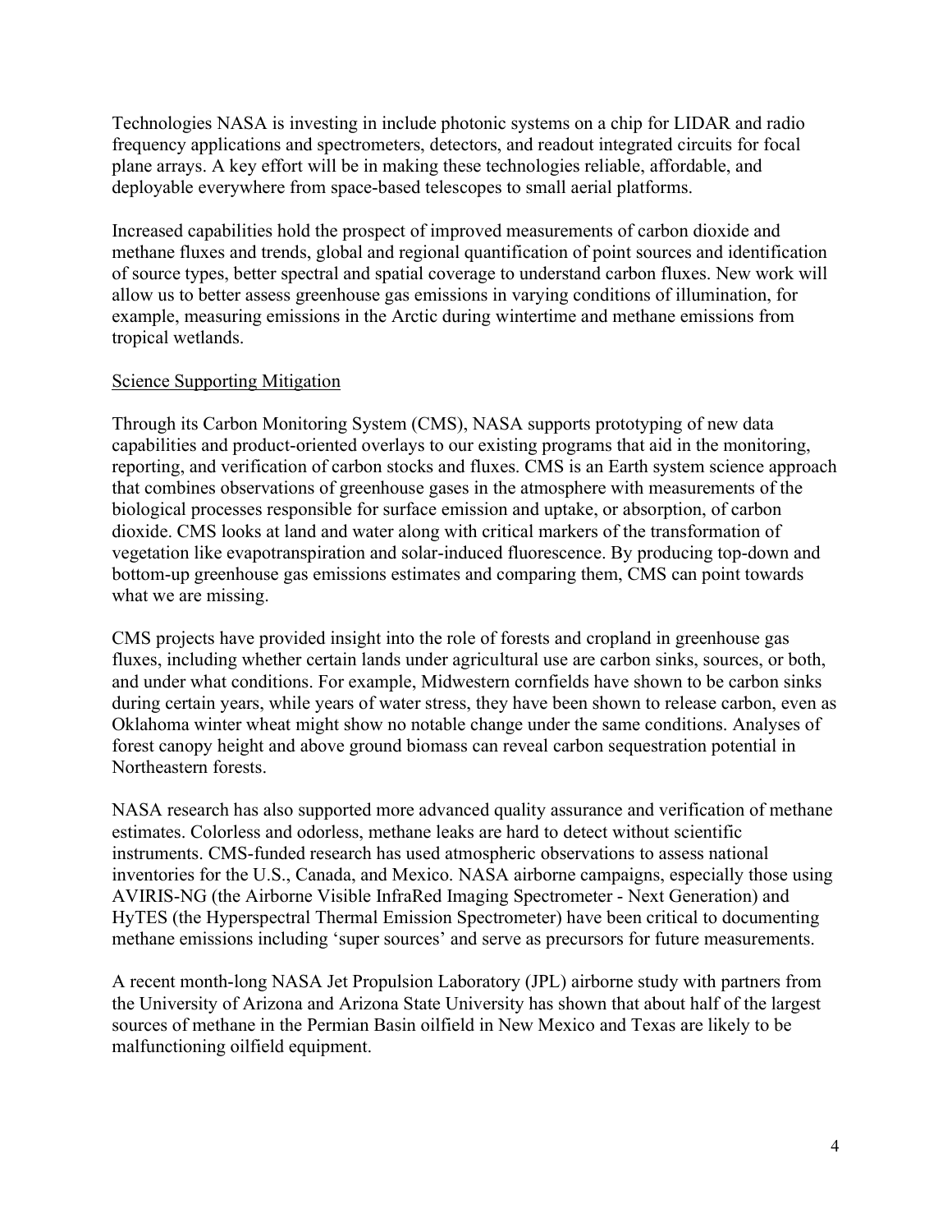Technologies NASA is investing in include photonic systems on a chip for LIDAR and radio frequency applications and spectrometers, detectors, and readout integrated circuits for focal plane arrays. A key effort will be in making these technologies reliable, affordable, and deployable everywhere from space-based telescopes to small aerial platforms.

Increased capabilities hold the prospect of improved measurements of carbon dioxide and methane fluxes and trends, global and regional quantification of point sources and identification of source types, better spectral and spatial coverage to understand carbon fluxes. New work will allow us to better assess greenhouse gas emissions in varying conditions of illumination, for example, measuring emissions in the Arctic during wintertime and methane emissions from tropical wetlands.

## Science Supporting Mitigation

Through its Carbon Monitoring System (CMS), NASA supports prototyping of new data capabilities and product-oriented overlays to our existing programs that aid in the monitoring, reporting, and verification of carbon stocks and fluxes. CMS is an Earth system science approach that combines observations of greenhouse gases in the atmosphere with measurements of the biological processes responsible for surface emission and uptake, or absorption, of carbon dioxide. CMS looks at land and water along with critical markers of the transformation of vegetation like evapotranspiration and solar-induced fluorescence. By producing top-down and bottom-up greenhouse gas emissions estimates and comparing them, CMS can point towards what we are missing.

CMS projects have provided insight into the role of forests and cropland in greenhouse gas fluxes, including whether certain lands under agricultural use are carbon sinks, sources, or both, and under what conditions. For example, Midwestern cornfields have shown to be carbon sinks during certain years, while years of water stress, they have been shown to release carbon, even as Oklahoma winter wheat might show no notable change under the same conditions. Analyses of forest canopy height and above ground biomass can reveal carbon sequestration potential in Northeastern forests.

NASA research has also supported more advanced quality assurance and verification of methane estimates. Colorless and odorless, methane leaks are hard to detect without scientific instruments. CMS-funded research has used atmospheric observations to assess national inventories for the U.S., Canada, and Mexico. NASA airborne campaigns, especially those using AVIRIS-NG (the Airborne Visible InfraRed Imaging Spectrometer - Next Generation) and HyTES (the Hyperspectral Thermal Emission Spectrometer) have been critical to documenting methane emissions including 'super sources' and serve as precursors for future measurements.

A recent month-long NASA Jet Propulsion Laboratory (JPL) airborne study with partners from the University of Arizona and Arizona State University has shown that about half of the largest sources of methane in the Permian Basin oilfield in New Mexico and Texas are likely to be malfunctioning oilfield equipment.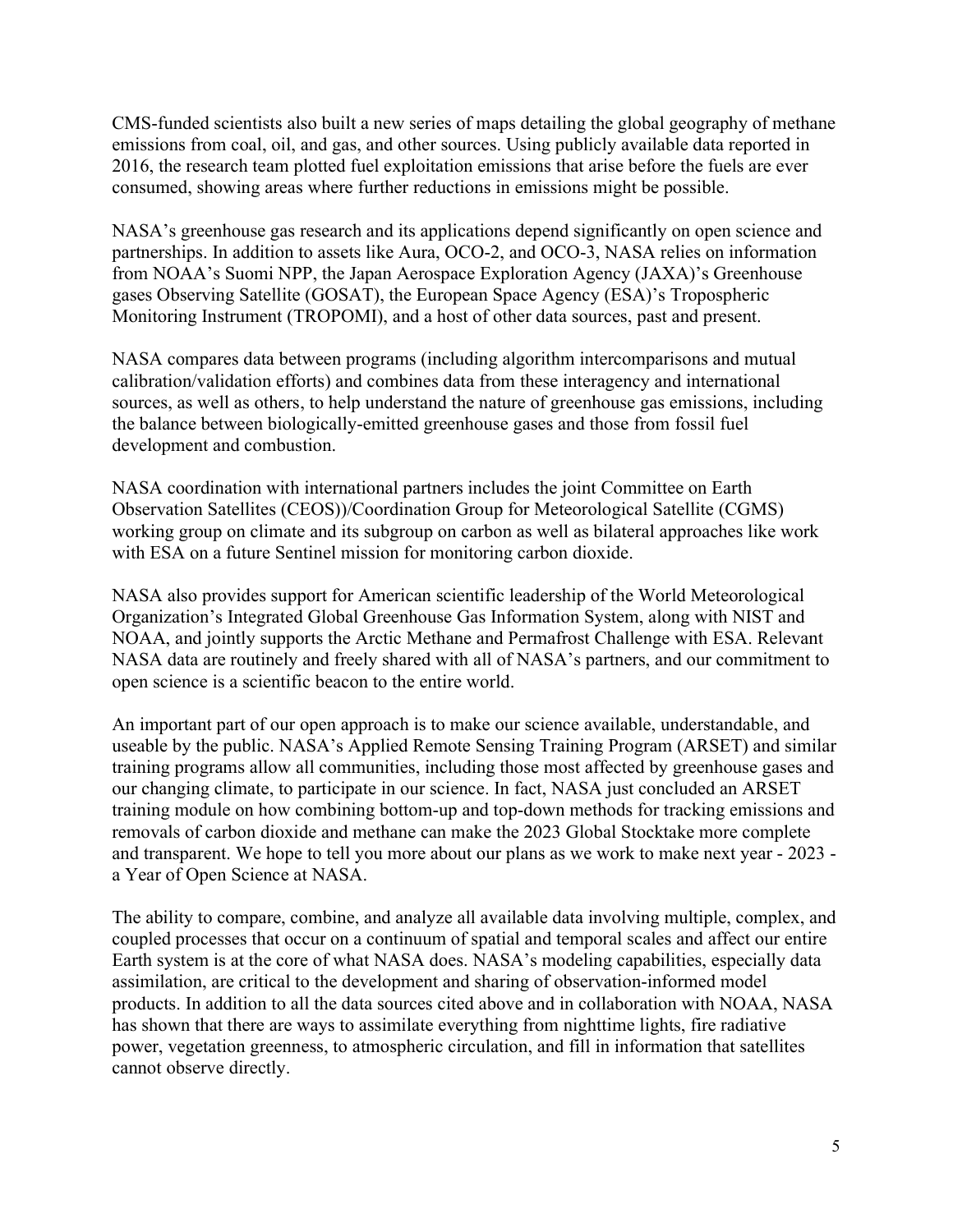CMS-funded scientists also built a new series of maps detailing the global geography of methane emissions from coal, oil, and gas, and other sources. Using publicly available data reported in 2016, the research team plotted fuel exploitation emissions that arise before the fuels are ever consumed, showing areas where further reductions in emissions might be possible.

NASA's greenhouse gas research and its applications depend significantly on open science and partnerships. In addition to assets like Aura, OCO-2, and OCO-3, NASA relies on information from NOAA's Suomi NPP, the Japan Aerospace Exploration Agency (JAXA)'s Greenhouse gases Observing Satellite (GOSAT), the European Space Agency (ESA)'s Tropospheric Monitoring Instrument (TROPOMI), and a host of other data sources, past and present.

NASA compares data between programs (including algorithm intercomparisons and mutual calibration/validation efforts) and combines data from these interagency and international sources, as well as others, to help understand the nature of greenhouse gas emissions, including the balance between biologically-emitted greenhouse gases and those from fossil fuel development and combustion.

NASA coordination with international partners includes the joint Committee on Earth Observation Satellites (CEOS))/Coordination Group for Meteorological Satellite (CGMS) working group on climate and its subgroup on carbon as well as bilateral approaches like work with ESA on a future Sentinel mission for monitoring carbon dioxide.

NASA also provides support for American scientific leadership of the World Meteorological Organization's Integrated Global Greenhouse Gas Information System, along with NIST and NOAA, and jointly supports the Arctic Methane and Permafrost Challenge with ESA. Relevant NASA data are routinely and freely shared with all of NASA's partners, and our commitment to open science is a scientific beacon to the entire world.

An important part of our open approach is to make our science available, understandable, and useable by the public. NASA's Applied Remote Sensing Training Program (ARSET) and similar training programs allow all communities, including those most affected by greenhouse gases and our changing climate, to participate in our science. In fact, NASA just concluded an ARSET training module on how combining bottom-up and top-down methods for tracking emissions and removals of carbon dioxide and methane can make the 2023 Global Stocktake more complete and transparent. We hope to tell you more about our plans as we work to make next year - 2023 - a Year of Open Science at NASA.

The ability to compare, combine, and analyze all available data involving multiple, complex, and coupled processes that occur on a continuum of spatial and temporal scales and affect our entire Earth system is at the core of what NASA does. NASA's modeling capabilities, especially data assimilation, are critical to the development and sharing of observation-informed model products. In addition to all the data sources cited above and in collaboration with NOAA, NASA has shown that there are ways to assimilate everything from nighttime lights, fire radiative power, vegetation greenness, to atmospheric circulation, and fill in information that satellites cannot observe directly.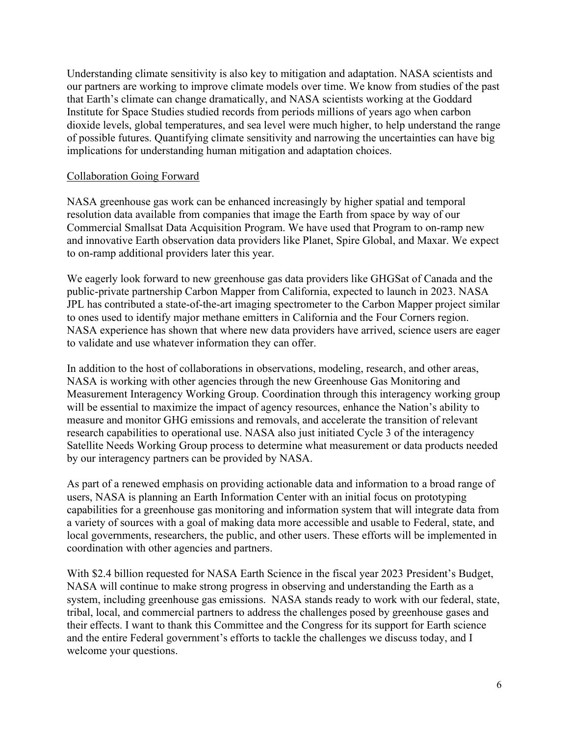Understanding climate sensitivity is also key to mitigation and adaptation. NASA scientists and our partners are working to improve climate models over time. We know from studies of the past that Earth's climate can change dramatically, and NASA scientists working at the Goddard Institute for Space Studies studied records from periods millions of years ago when carbon dioxide levels, global temperatures, and sea level were much higher, to help understand the range of possible futures. Quantifying climate sensitivity and narrowing the uncertainties can have big implications for understanding human mitigation and adaptation choices.

## Collaboration Going Forward

NASA greenhouse gas work can be enhanced increasingly by higher spatial and temporal resolution data available from companies that image the Earth from space by way of our Commercial Smallsat Data Acquisition Program. We have used that Program to on-ramp new and innovative Earth observation data providers like Planet, Spire Global, and Maxar. We expect to on-ramp additional providers later this year.

We eagerly look forward to new greenhouse gas data providers like GHGSat of Canada and the public-private partnership Carbon Mapper from California, expected to launch in 2023. NASA JPL has contributed a state-of-the-art imaging spectrometer to the Carbon Mapper project similar to ones used to identify major methane emitters in California and the Four Corners region. NASA experience has shown that where new data providers have arrived, science users are eager to validate and use whatever information they can offer.

In addition to the host of collaborations in observations, modeling, research, and other areas, NASA is working with other agencies through the new Greenhouse Gas Monitoring and Measurement Interagency Working Group. Coordination through this interagency working group will be essential to maximize the impact of agency resources, enhance the Nation's ability to measure and monitor GHG emissions and removals, and accelerate the transition of relevant research capabilities to operational use. NASA also just initiated Cycle 3 of the interagency Satellite Needs Working Group process to determine what measurement or data products needed by our interagency partners can be provided by NASA.

As part of a renewed emphasis on providing actionable data and information to a broad range of users, NASA is planning an Earth Information Center with an initial focus on prototyping capabilities for a greenhouse gas monitoring and information system that will integrate data from a variety of sources with a goal of making data more accessible and usable to Federal, state, and local governments, researchers, the public, and other users. These efforts will be implemented in coordination with other agencies and partners.

With $2.4 billion requested for NASA Earth Science in the fiscal year 2023 President's Budget, NASA will continue to make strong progress in observing and understanding the Earth as a system, including greenhouse gas emissions. NASA stands ready to work with our federal, state, tribal, local, and commercial partners to address the challenges posed by greenhouse gases and their effects. I want to thank this Committee and the Congress for its support for Earth science and the entire Federal government's efforts to tackle the challenges we discuss today, and I welcome your questions.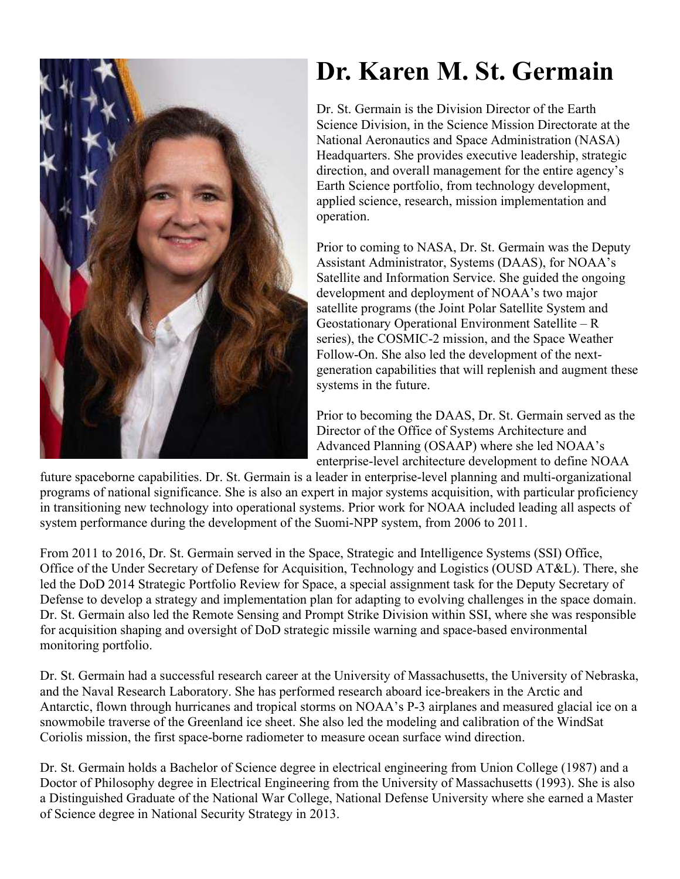# Dr. Karen M. St. Germain

Dr. St. Germain is the Division Director of the Earth Science Division, in the Science Mission Directorate at the National Aeronautics and Space Administration (NASA) Headquarters. She provides executive leadership, strategic direction, and overall management for the entire agency's Earth Science portfolio, from technology development, applied science, research, mission implementation and operation.

Prior to coming to NASA, Dr. St. Germain was the Deputy Assistant Administrator, Systems (DAAS), for NOAA's Satellite and Information Service. She guided the ongoing development and deployment of NOAA's two major satellite programs (the Joint Polar Satellite System and Geostationary Operational Environment Satellite – R series), the COSMIC-2 mission, and the Space Weather Follow-On. She also led the development of the next-generation capabilities that will replenish and augment these systems in the future.

Prior to becoming the DAAS, Dr. St. Germain served as the Director of the Office of Systems Architecture and Advanced Planning (OSAAP) where she led NOAA's enterprise-level architecture development to define NOAA future spaceborne capabilities. Dr. St. Germain is a leader in enterprise-level planning and multi-organizational programs of national significance. She is also an expert in major systems acquisition, with particular proficiency in transitioning new technology into operational systems. Prior work for NOAA included leading all aspects of system performance during the development of the Suomi-NPP system, from 2006 to 2011.

From 2011 to 2016, Dr. St. Germain served in the Space, Strategic and Intelligence Systems (SSI) Office, Office of the Under Secretary of Defense for Acquisition, Technology and Logistics (OUSD AT&L). There, she led the DoD 2014 Strategic Portfolio Review for Space, a special assignment task for the Deputy Secretary of Defense to develop a strategy and implementation plan for adapting to evolving challenges in the space domain. Dr. St. Germain also led the Remote Sensing and Prompt Strike Division within SSI, where she was responsible for acquisition shaping and oversight of DoD strategic missile warning and space-based environmental monitoring portfolio.

Dr. St. Germain had a successful research career at the University of Massachusetts, the University of Nebraska, and the Naval Research Laboratory. She has performed research aboard ice-breakers in the Arctic and Antarctic, flown through hurricanes and tropical storms on NOAA's P-3 airplanes and measured glacial ice on a snowmobile traverse of the Greenland ice sheet. She also led the modeling and calibration of the WindSat Coriolis mission, the first space-borne radiometer to measure ocean surface wind direction.

Dr. St. Germain holds a Bachelor of Science degree in electrical engineering from Union College (1987) and a Doctor of Philosophy degree in Electrical Engineering from the University of Massachusetts (1993). She is also a Distinguished Graduate of the National War College, National Defense University where she earned a Master of Science degree in National Security Strategy in 2013.